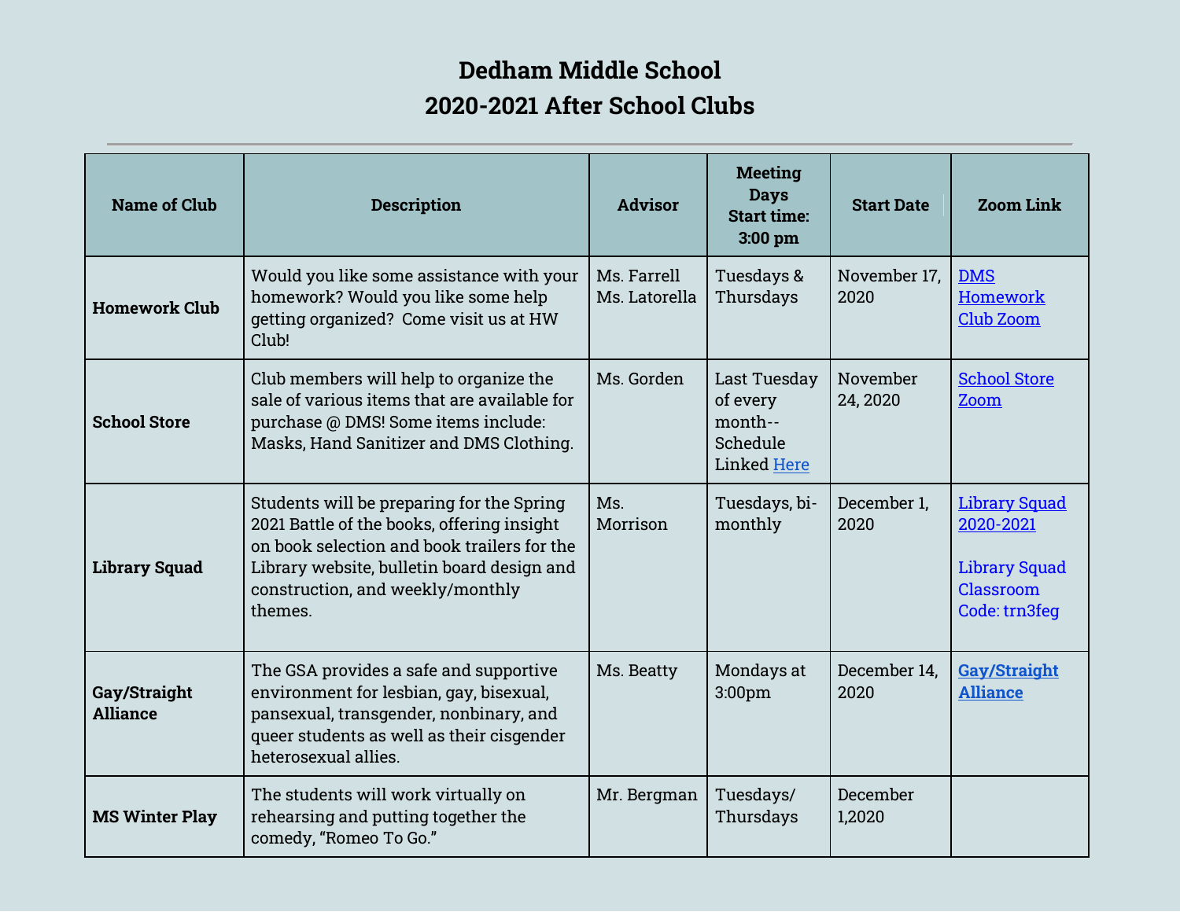# Dedham Middle School
# 2020-2021 After School Clubs

| Name of Club | Description | Advisor | Meeting Days Start time: 3:00 pm | Start Date | Zoom Link |
|---|---|---|---|---|---|
| **Homework Club** | Would you like some assistance with your homework? Would you like some help getting organized? Come visit us at HW Club! | Ms. Farrell Ms. Latorella | Tuesdays & Thursdays | November 17, 2020 | DMS Homework Club Zoom |
| **School Store** | Club members will help to organize the sale of various items that are available for purchase @ DMS! Some items include: Masks, Hand Sanitizer and DMS Clothing. | Ms. Gorden | Last Tuesday of every month-- Schedule Linked Here | November 24, 2020 | School Store Zoom |
| **Library Squad** | Students will be preparing for the Spring 2021 Battle of the books, offering insight on book selection and book trailers for the Library website, bulletin board design and construction, and weekly/monthly themes. | Ms. Morrison | Tuesdays, bi-monthly | December 1, 2020 | Library Squad 2020-2021<br><br>Library Squad Classroom Code: trn3feg |
| **Gay/Straight Alliance** | The GSA provides a safe and supportive environment for lesbian, gay, bisexual, pansexual, transgender, nonbinary, and queer students as well as their cisgender heterosexual allies. | Ms. Beatty | Mondays at 3:00pm | December 14, 2020 | **Gay/Straight Alliance** |
| **MS Winter Play** | The students will work virtually on rehearsing and putting together the comedy, "Romeo To Go." | Mr. Bergman | Tuesdays/ Thursdays | December 1,2020 | |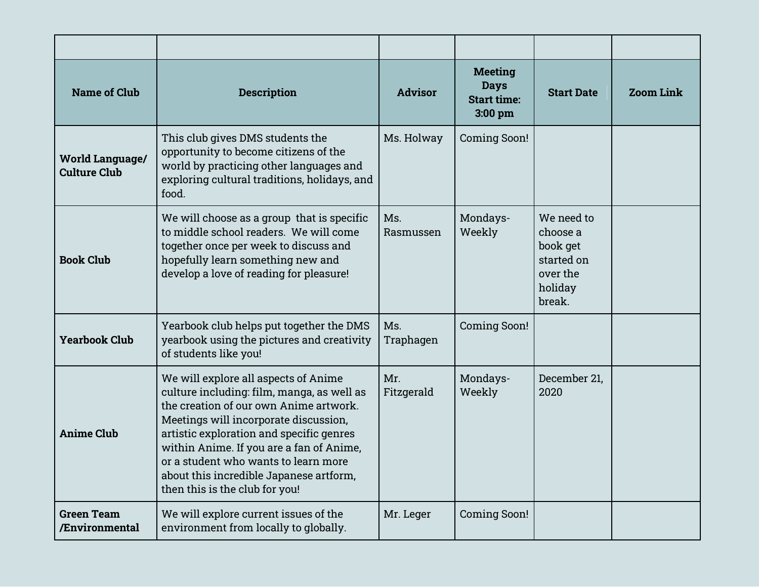| | | | | | |
|---|---|---|---|---|---|
| **Name of Club** | **Description** | **Advisor** | **Meeting Days Start time: 3:00 pm** | **Start Date** | **Zoom Link** |
| **World Language/ Culture Club** | This club gives DMS students the opportunity to become citizens of the world by practicing other languages and exploring cultural traditions, holidays, and food. | Ms. Holway | Coming Soon! | | |
| **Book Club** | We will choose as a group that is specific to middle school readers. We will come together once per week to discuss and hopefully learn something new and develop a love of reading for pleasure! | Ms. Rasmussen | Mondays- Weekly | We need to choose a book get started on over the holiday break. | |
| **Yearbook Club** | Yearbook club helps put together the DMS yearbook using the pictures and creativity of students like you! | Ms. Traphagen | Coming Soon! | | |
| **Anime Club** | We will explore all aspects of Anime culture including: film, manga, as well as the creation of our own Anime artwork. Meetings will incorporate discussion, artistic exploration and specific genres within Anime. If you are a fan of Anime, or a student who wants to learn more about this incredible Japanese artform, then this is the club for you! | Mr. Fitzgerald | Mondays- Weekly | December 21, 2020 | |
| **Green Team /Environmental** | We will explore current issues of the environment from locally to globally. | Mr. Leger | Coming Soon! | | |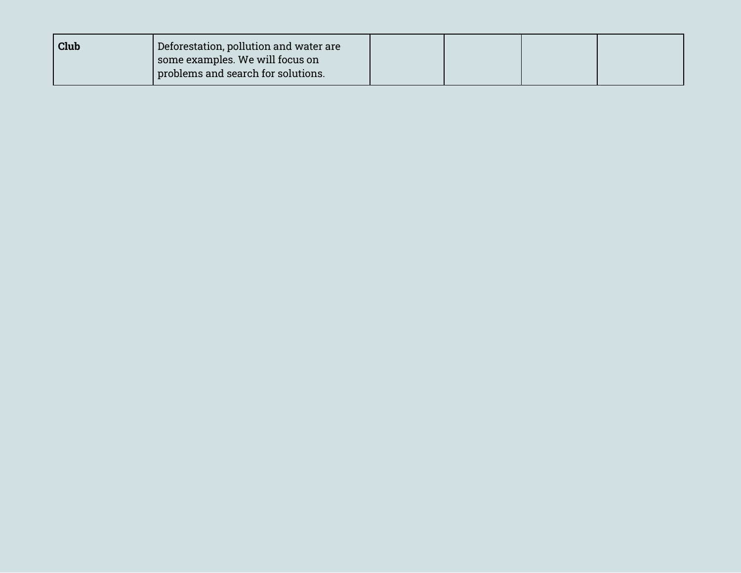| | | | | | |
|---|---|---|---|---|---|
| **Club** | Deforestation, pollution and water are some examples. We will focus on problems and search for solutions. | | | | |